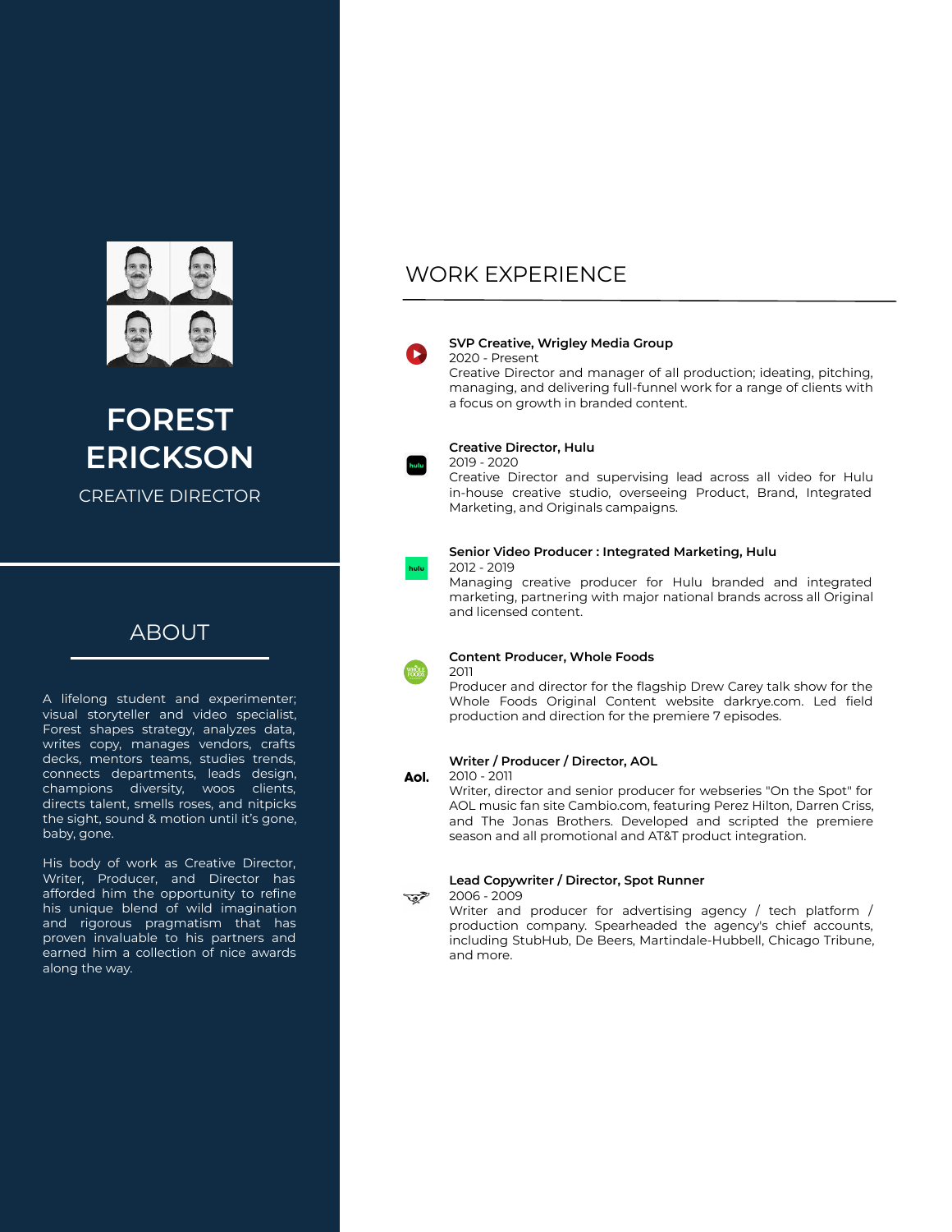# FOREST ERICKSON

CREATIVE DIRECTOR

## ABOUT

A lifelong student and experimenter; visual storyteller and video specialist, Forest shapes strategy, analyzes data, writes copy, manages vendors, crafts decks, mentors teams, studies trends, connects departments, leads design, champions diversity, woos clients, directs talent, smells roses, and nitpicks the sight, sound & motion until it's gone, baby, gone.

His body of work as Creative Director, Writer, Producer, and Director has afforded him the opportunity to refine his unique blend of wild imagination and rigorous pragmatism that has proven invaluable to his partners and earned him a collection of nice awards along the way.

## WORK EXPERIENCE

**SVP Creative, Wrigley Media Group**
2020 - Present
Creative Director and manager of all production; ideating, pitching, managing, and delivering full-funnel work for a range of clients with a focus on growth in branded content.

**Creative Director, Hulu**
2019 - 2020
Creative Director and supervising lead across all video for Hulu in-house creative studio, overseeing Product, Brand, Integrated Marketing, and Originals campaigns.

**Senior Video Producer : Integrated Marketing, Hulu**
2012 - 2019
Managing creative producer for Hulu branded and integrated marketing, partnering with major national brands across all Original and licensed content.

**Content Producer, Whole Foods**
2011
Producer and director for the flagship Drew Carey talk show for the Whole Foods Original Content website darkrye.com. Led field production and direction for the premiere 7 episodes.

**Writer / Producer / Director, AOL**
2010 - 2011
Writer, director and senior producer for webseries "On the Spot" for AOL music fan site Cambio.com, featuring Perez Hilton, Darren Criss, and The Jonas Brothers. Developed and scripted the premiere season and all promotional and AT&T product integration.

**Lead Copywriter / Director, Spot Runner**
2006 - 2009
Writer and producer for advertising agency / tech platform / production company. Spearheaded the agency's chief accounts, including StubHub, De Beers, Martindale-Hubbell, Chicago Tribune, and more.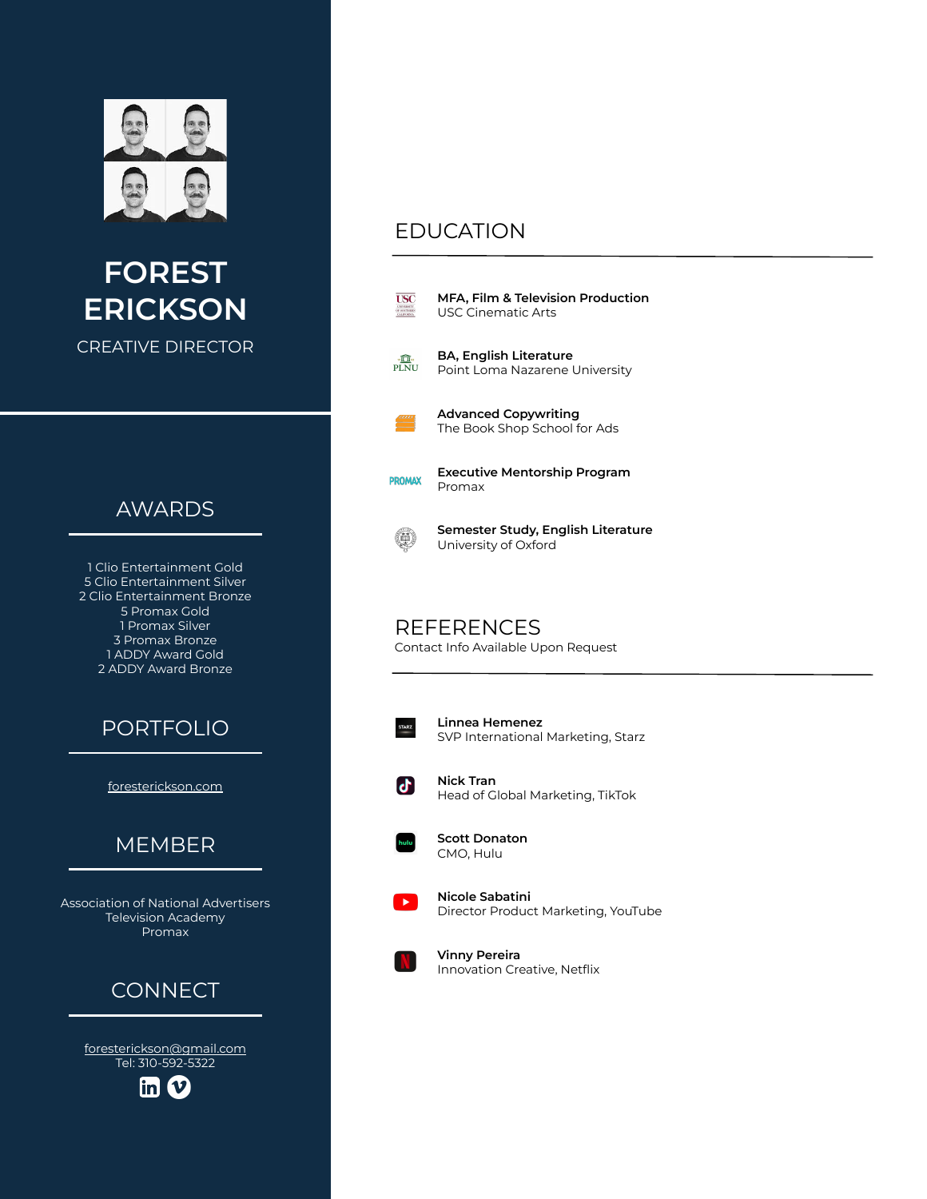# FOREST ERICKSON

CREATIVE DIRECTOR

## AWARDS

1 Clio Entertainment Gold
5 Clio Entertainment Silver
2 Clio Entertainment Bronze
5 Promax Gold
1 Promax Silver
3 Promax Bronze
1 ADDY Award Gold
2 ADDY Award Bronze

## PORTFOLIO

forestericksn.com

## MEMBER

Association of National Advertisers
Television Academy
Promax

## CONNECT

forestericksn@gmail.com
Tel: 310-592-5322

## EDUCATION

**MFA, Film & Television Production**
USC Cinematic Arts

**BA, English Literature**
Point Loma Nazarene University

**Advanced Copywriting**
The Book Shop School for Ads

**Executive Mentorship Program**
Promax

**Semester Study, English Literature**
University of Oxford

## REFERENCES

Contact Info Available Upon Request

**Linnea Hemenez**
SVP International Marketing, Starz

**Nick Tran**
Head of Global Marketing, TikTok

**Scott Donaton**
CMO, Hulu

**Nicole Sabatini**
Director Product Marketing, YouTube

**Vinny Pereira**
Innovation Creative, Netflix